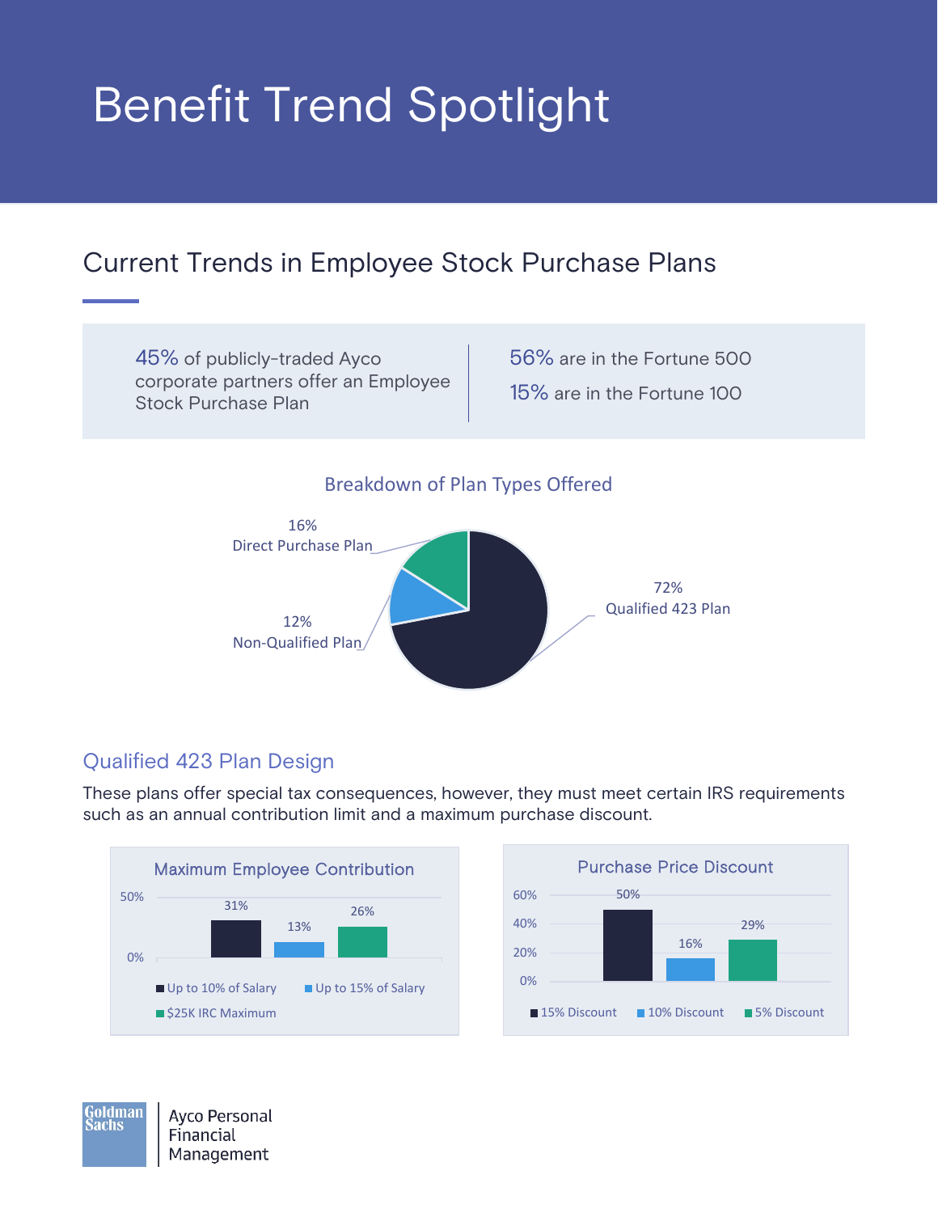# Benefit Trend Spotlight

## Current Trends in Employee Stock Purchase Plans

45% of publicly-traded Ayco corporate partners offer an Employee Stock Purchase Plan

56% are in the Fortune 500

15% are in the Fortune 100

### Breakdown of Plan Types Offered

| Plan Type | Percentage |
| --- | --- |
| Qualified 423 Plan | 72% |
| Direct Purchase Plan | 16% |
| Non-Qualified Plan | 12% |

### Qualified 423 Plan Design

These plans offer special tax consequences, however, they must meet certain IRS requirements such as an annual contribution limit and a maximum purchase discount.

**Maximum Employee Contribution**

| Contribution | Percentage |
| --- | --- |
| Up to 10% of Salary | 31% |
| Up to 15% of Salary | 13% |
| $25K IRC Maximum | 26% |

**Purchase Price Discount**

| Discount | Percentage |
| --- | --- |
| 15% Discount | 50% |
| 10% Discount | 16% |
| 5% Discount | 29% |

Goldman Sachs | Ayco Personal Financial Management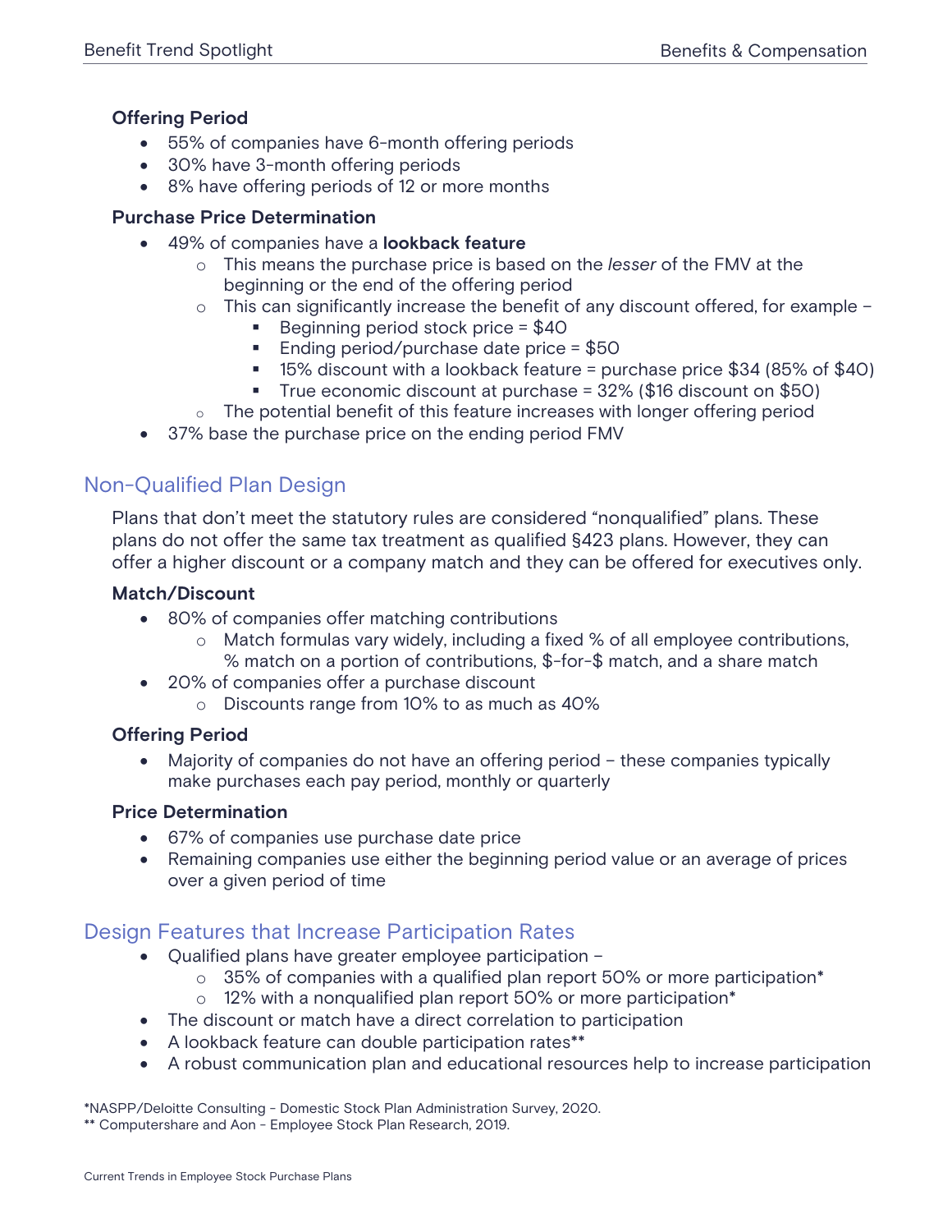### Offering Period

- 55% of companies have 6-month offering periods
- 30% have 3-month offering periods
- 8% have offering periods of 12 or more months

### Purchase Price Determination

- 49% of companies have a **lookback feature**
  - This means the purchase price is based on the *lesser* of the FMV at the beginning or the end of the offering period
  - This can significantly increase the benefit of any discount offered, for example –
    - Beginning period stock price = $40
    - Ending period/purchase date price = $50
    - 15% discount with a lookback feature = purchase price $34 (85% of $40)
    - True economic discount at purchase = 32% ($16 discount on $50)
  - The potential benefit of this feature increases with longer offering period
- 37% base the purchase price on the ending period FMV

## Non-Qualified Plan Design

Plans that don't meet the statutory rules are considered "nonqualified" plans. These plans do not offer the same tax treatment as qualified §423 plans. However, they can offer a higher discount or a company match and they can be offered for executives only.

### Match/Discount

- 80% of companies offer matching contributions
  - Match formulas vary widely, including a fixed % of all employee contributions, % match on a portion of contributions, $-for-$ match, and a share match
- 20% of companies offer a purchase discount
  - Discounts range from 10% to as much as 40%

### Offering Period

- Majority of companies do not have an offering period – these companies typically make purchases each pay period, monthly or quarterly

### Price Determination

- 67% of companies use purchase date price
- Remaining companies use either the beginning period value or an average of prices over a given period of time

## Design Features that Increase Participation Rates

- Qualified plans have greater employee participation –
  - 35% of companies with a qualified plan report 50% or more participation*
  - 12% with a nonqualified plan report 50% or more participation*
- The discount or match have a direct correlation to participation
- A lookback feature can double participation rates**
- A robust communication plan and educational resources help to increase participation

*NASPP/Deloitte Consulting - Domestic Stock Plan Administration Survey, 2020.
** Computershare and Aon - Employee Stock Plan Research, 2019.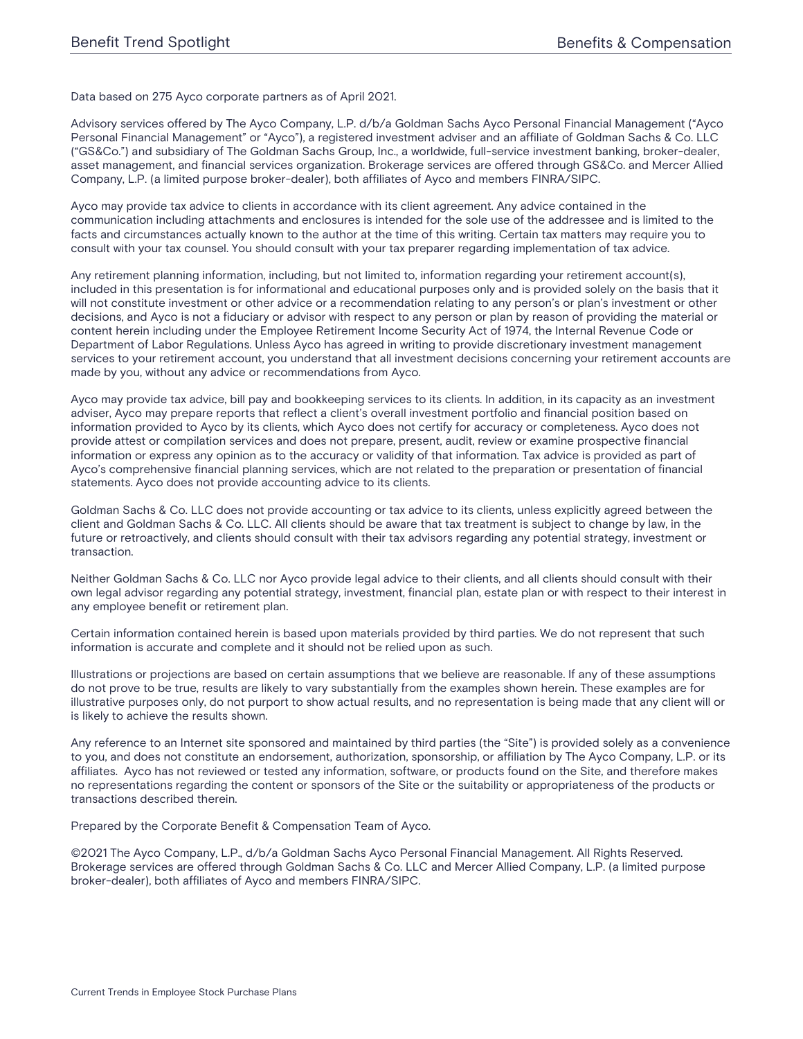Data based on 275 Ayco corporate partners as of April 2021.

Advisory services offered by The Ayco Company, L.P. d/b/a Goldman Sachs Ayco Personal Financial Management ("Ayco Personal Financial Management" or "Ayco"), a registered investment adviser and an affiliate of Goldman Sachs & Co. LLC ("GS&Co.") and subsidiary of The Goldman Sachs Group, Inc., a worldwide, full-service investment banking, broker-dealer, asset management, and financial services organization. Brokerage services are offered through GS&Co. and Mercer Allied Company, L.P. (a limited purpose broker-dealer), both affiliates of Ayco and members FINRA/SIPC.

Ayco may provide tax advice to clients in accordance with its client agreement. Any advice contained in the communication including attachments and enclosures is intended for the sole use of the addressee and is limited to the facts and circumstances actually known to the author at the time of this writing. Certain tax matters may require you to consult with your tax counsel. You should consult with your tax preparer regarding implementation of tax advice.

Any retirement planning information, including, but not limited to, information regarding your retirement account(s), included in this presentation is for informational and educational purposes only and is provided solely on the basis that it will not constitute investment or other advice or a recommendation relating to any person's or plan's investment or other decisions, and Ayco is not a fiduciary or advisor with respect to any person or plan by reason of providing the material or content herein including under the Employee Retirement Income Security Act of 1974, the Internal Revenue Code or Department of Labor Regulations. Unless Ayco has agreed in writing to provide discretionary investment management services to your retirement account, you understand that all investment decisions concerning your retirement accounts are made by you, without any advice or recommendations from Ayco.

Ayco may provide tax advice, bill pay and bookkeeping services to its clients. In addition, in its capacity as an investment adviser, Ayco may prepare reports that reflect a client's overall investment portfolio and financial position based on information provided to Ayco by its clients, which Ayco does not certify for accuracy or completeness. Ayco does not provide attest or compilation services and does not prepare, present, audit, review or examine prospective financial information or express any opinion as to the accuracy or validity of that information. Tax advice is provided as part of Ayco's comprehensive financial planning services, which are not related to the preparation or presentation of financial statements. Ayco does not provide accounting advice to its clients.

Goldman Sachs & Co. LLC does not provide accounting or tax advice to its clients, unless explicitly agreed between the client and Goldman Sachs & Co. LLC. All clients should be aware that tax treatment is subject to change by law, in the future or retroactively, and clients should consult with their tax advisors regarding any potential strategy, investment or transaction.

Neither Goldman Sachs & Co. LLC nor Ayco provide legal advice to their clients, and all clients should consult with their own legal advisor regarding any potential strategy, investment, financial plan, estate plan or with respect to their interest in any employee benefit or retirement plan.

Certain information contained herein is based upon materials provided by third parties. We do not represent that such information is accurate and complete and it should not be relied upon as such.

Illustrations or projections are based on certain assumptions that we believe are reasonable. If any of these assumptions do not prove to be true, results are likely to vary substantially from the examples shown herein. These examples are for illustrative purposes only, do not purport to show actual results, and no representation is being made that any client will or is likely to achieve the results shown.

Any reference to an Internet site sponsored and maintained by third parties (the "Site") is provided solely as a convenience to you, and does not constitute an endorsement, authorization, sponsorship, or affiliation by The Ayco Company, L.P. or its affiliates. Ayco has not reviewed or tested any information, software, or products found on the Site, and therefore makes no representations regarding the content or sponsors of the Site or the suitability or appropriateness of the products or transactions described therein.

Prepared by the Corporate Benefit & Compensation Team of Ayco.

©2021 The Ayco Company, L.P., d/b/a Goldman Sachs Ayco Personal Financial Management. All Rights Reserved. Brokerage services are offered through Goldman Sachs & Co. LLC and Mercer Allied Company, L.P. (a limited purpose broker-dealer), both affiliates of Ayco and members FINRA/SIPC.